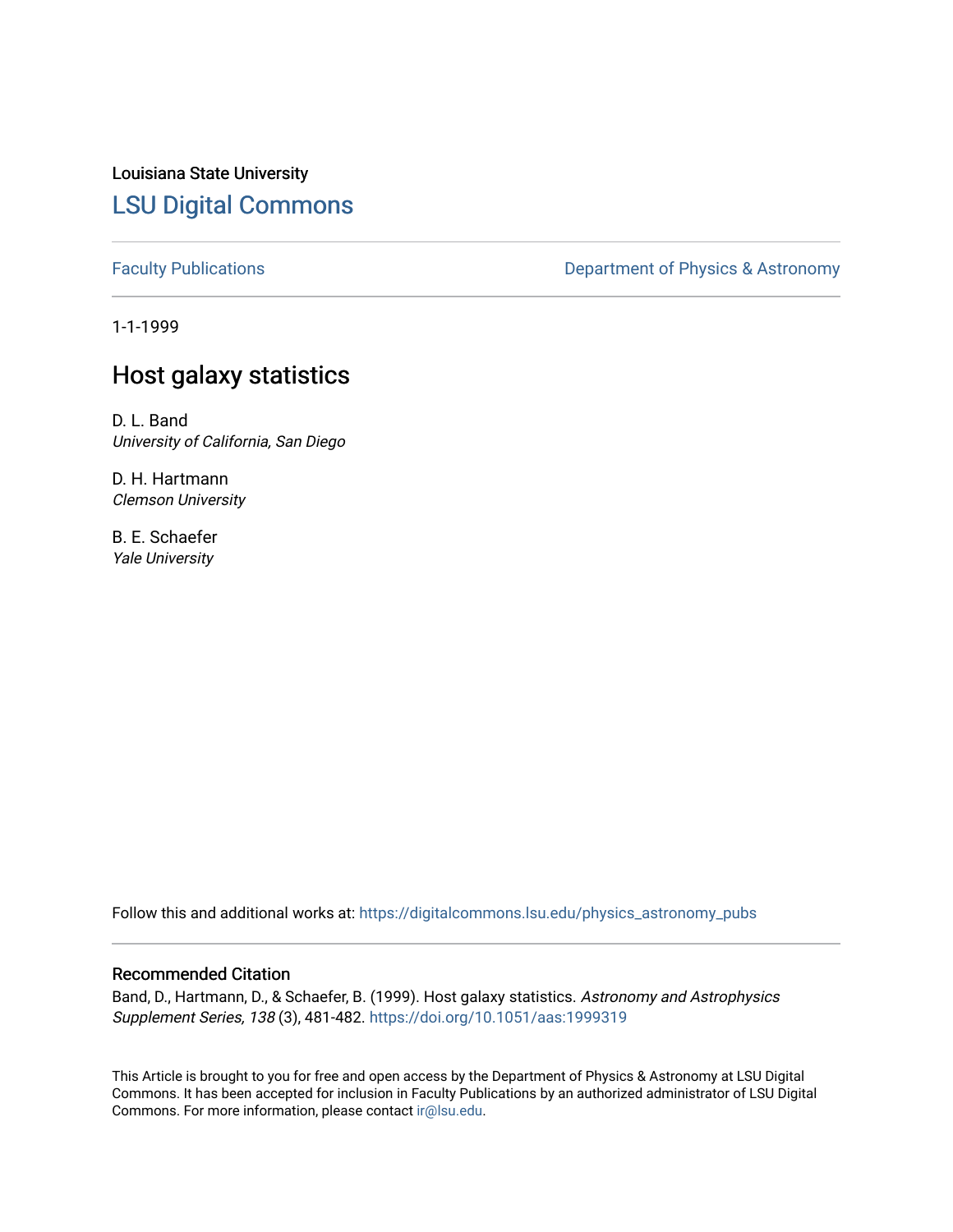Louisiana State University

# LSU Digital Commons

Faculty Publications | Department of Physics & Astronomy

1-1-1999

## Host galaxy statistics

D. L. Band
*University of California, San Diego*

D. H. Hartmann
*Clemson University*

B. E. Schaefer
*Yale University*

Follow this and additional works at: https://digitalcommons.lsu.edu/physics_astronomy_pubs

### Recommended Citation

Band, D., Hartmann, D., & Schaefer, B. (1999). Host galaxy statistics. *Astronomy and Astrophysics Supplement Series, 138* (3), 481-482. https://doi.org/10.1051/aas:1999319

This Article is brought to you for free and open access by the Department of Physics & Astronomy at LSU Digital Commons. It has been accepted for inclusion in Faculty Publications by an authorized administrator of LSU Digital Commons. For more information, please contact ir@lsu.edu.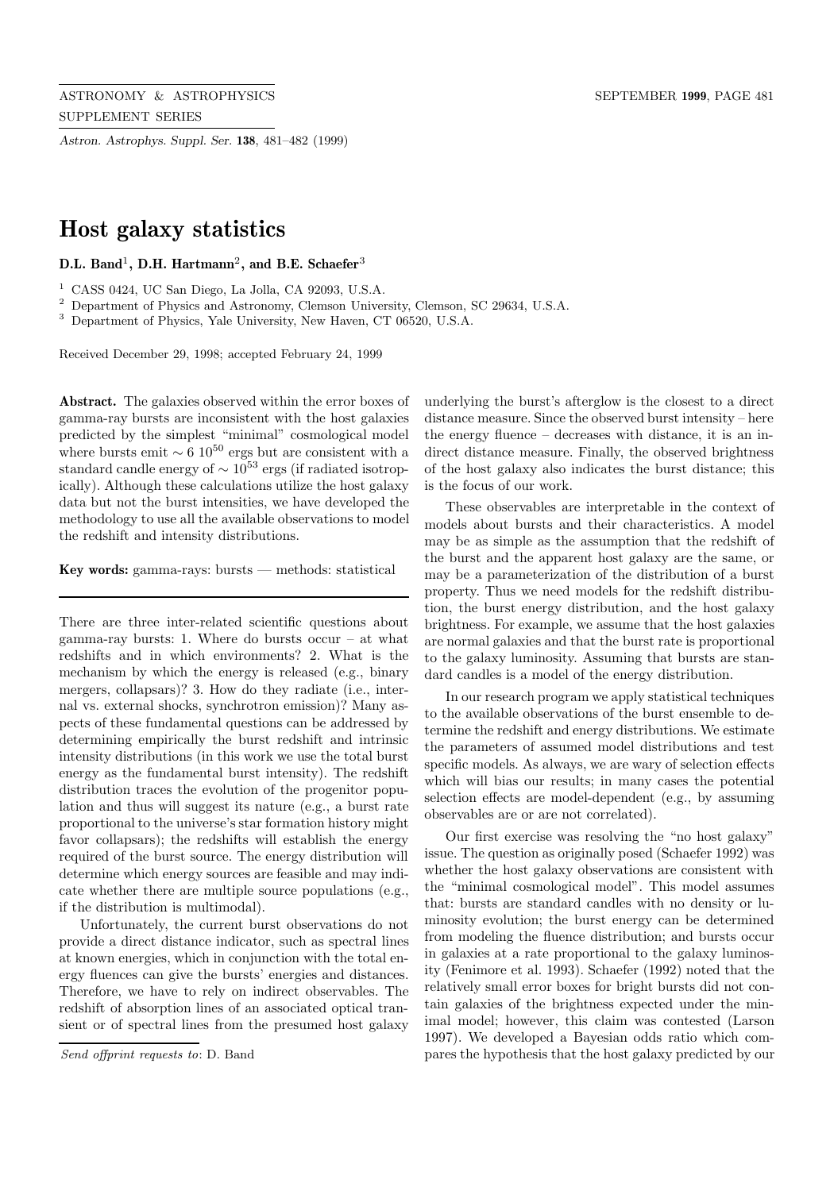# Host galaxy statistics

**D.L. Band**[1], **D.H. Hartmann**[2], **and B.E. Schaefer**[3]

[1] CASS 0424, UC San Diego, La Jolla, CA 92093, U.S.A.

[2] Department of Physics and Astronomy, Clemson University, Clemson, SC 29634, U.S.A.

[3] Department of Physics, Yale University, New Haven, CT 06520, U.S.A.

Received December 29, 1998; accepted February 24, 1999

**Abstract.** The galaxies observed within the error boxes of gamma-ray bursts are inconsistent with the host galaxies predicted by the simplest "minimal" cosmological model where bursts emit $\sim 6\ 10^{50}$ ergs but are consistent with a standard candle energy of $\sim 10^{53}$ ergs (if radiated isotropically). Although these calculations utilize the host galaxy data but not the burst intensities, we have developed the methodology to use all the available observations to model the redshift and intensity distributions.

**Key words:** gamma-rays: bursts — methods: statistical

There are three inter-related scientific questions about gamma-ray bursts: 1. Where do bursts occur – at what redshifts and in which environments? 2. What is the mechanism by which the energy is released (e.g., binary mergers, collapsars)? 3. How do they radiate (i.e., internal vs. external shocks, synchrotron emission)? Many aspects of these fundamental questions can be addressed by determining empirically the burst redshift and intrinsic intensity distributions (in this work we use the total burst energy as the fundamental burst intensity). The redshift distribution traces the evolution of the progenitor population and thus will suggest its nature (e.g., a burst rate proportional to the universe's star formation history might favor collapsars); the redshifts will establish the energy required of the burst source. The energy distribution will determine which energy sources are feasible and may indicate whether there are multiple source populations (e.g., if the distribution is multimodal).

Unfortunately, the current burst observations do not provide a direct distance indicator, such as spectral lines at known energies, which in conjunction with the total energy fluences can give the bursts' energies and distances. Therefore, we have to rely on indirect observables. The redshift of absorption lines of an associated optical transient or of spectral lines from the presumed host galaxy underlying the burst's afterglow is the closest to a direct distance measure. Since the observed burst intensity – here the energy fluence – decreases with distance, it is an indirect distance measure. Finally, the observed brightness of the host galaxy also indicates the burst distance; this is the focus of our work.

These observables are interpretable in the context of models about bursts and their characteristics. A model may be as simple as the assumption that the redshift of the burst and the apparent host galaxy are the same, or may be a parameterization of the distribution of a burst property. Thus we need models for the redshift distribution, the burst energy distribution, and the host galaxy brightness. For example, we assume that the host galaxies are normal galaxies and that the burst rate is proportional to the galaxy luminosity. Assuming that bursts are standard candles is a model of the energy distribution.

In our research program we apply statistical techniques to the available observations of the burst ensemble to determine the redshift and energy distributions. We estimate the parameters of assumed model distributions and test specific models. As always, we are wary of selection effects which will bias our results; in many cases the potential selection effects are model-dependent (e.g., by assuming observables are or are not correlated).

Our first exercise was resolving the "no host galaxy" issue. The question as originally posed (Schaefer 1992) was whether the host galaxy observations are consistent with the "minimal cosmological model". This model assumes that: bursts are standard candles with no density or luminosity evolution; the burst energy can be determined from modeling the fluence distribution; and bursts occur in galaxies at a rate proportional to the galaxy luminosity (Fenimore et al. 1993). Schaefer (1992) noted that the relatively small error boxes for bright bursts did not contain galaxies of the brightness expected under the minimal model; however, this claim was contested (Larson 1997). We developed a Bayesian odds ratio which compares the hypothesis that the host galaxy predicted by our

*Send offprint requests to*: D. Band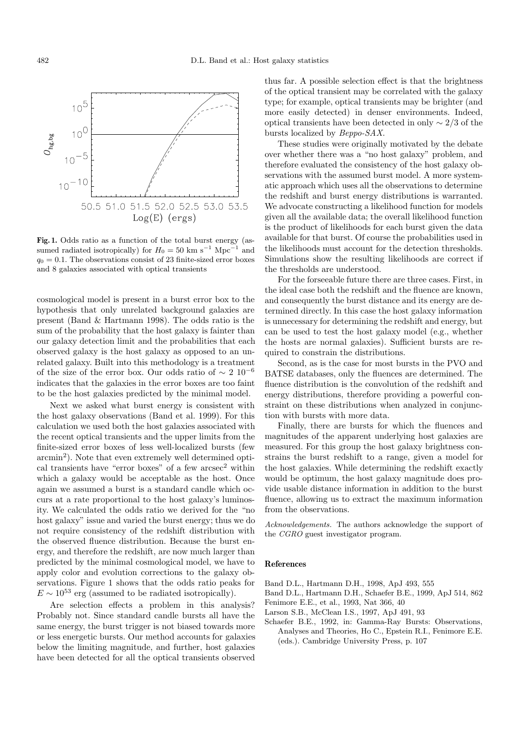$O_{\rm hg,bg}$

$10^5$

$10^0$

$10^{-5}$

$10^{-10}$

50.5 51.0 51.5 52.0 52.5 53.0 53.5

Log(E) (ergs)

**Fig. 1.** Odds ratio as a function of the total burst energy (assumed radiated isotropically) for $H_0 = 50$ km s$^{-1}$ Mpc$^{-1}$ and $q_0 = 0.1$. The observations consist of 23 finite-sized error boxes and 8 galaxies associated with optical transients

cosmological model is present in a burst error box to the hypothesis that only unrelated background galaxies are present (Band & Hartmann 1998). The odds ratio is the sum of the probability that the host galaxy is fainter than our galaxy detection limit and the probabilities that each observed galaxy is the host galaxy as opposed to an unrelated galaxy. Built into this methodology is a treatment of the size of the error box. Our odds ratio of $\sim 2\ 10^{-6}$ indicates that the galaxies in the error boxes are too faint to be the host galaxies predicted by the minimal model.

Next we asked what burst energy is consistent with the host galaxy observations (Band et al. 1999). For this calculation we used both the host galaxies associated with the recent optical transients and the upper limits from the finite-sized error boxes of less well-localized bursts (few arcmin$^2$). Note that even extremely well determined optical transients have "error boxes" of a few arcsec$^2$ within which a galaxy would be acceptable as the host. Once again we assumed a burst is a standard candle which occurs at a rate proportional to the host galaxy's luminosity. We calculated the odds ratio we derived for the "no host galaxy" issue and varied the burst energy; thus we do not require consistency of the redshift distribution with the observed fluence distribution. Because the burst energy, and therefore the redshift, are now much larger than predicted by the minimal cosmological model, we have to apply color and evolution corrections to the galaxy observations. Figure 1 shows that the odds ratio peaks for $E \sim 10^{53}$ erg (assumed to be radiated isotropically).

Are selection effects a problem in this analysis? Probably not. Since standard candle bursts all have the same energy, the burst trigger is not biased towards more or less energetic bursts. Our method accounts for galaxies below the limiting magnitude, and further, host galaxies have been detected for all the optical transients observed thus far. A possible selection effect is that the brightness of the optical transient may be correlated with the galaxy type; for example, optical transients may be brighter (and more easily detected) in denser environments. Indeed, optical transients have been detected in only $\sim 2/3$ of the bursts localized by *Beppo-SAX*.

These studies were originally motivated by the debate over whether there was a "no host galaxy" problem, and therefore evaluated the consistency of the host galaxy observations with the assumed burst model. A more systematic approach which uses all the observations to determine the redshift and burst energy distributions is warranted. We advocate constructing a likelihood function for models given all the available data; the overall likelihood function is the product of likelihoods for each burst given the data available for that burst. Of course the probabilities used in the likelihoods must account for the detection thresholds. Simulations show the resulting likelihoods are correct if the thresholds are understood.

For the forseeable future there are three cases. First, in the ideal case both the redshift and the fluence are known, and consequently the burst distance and its energy are determined directly. In this case the host galaxy information is unnecessary for determining the redshift and energy, but can be used to test the host galaxy model (e.g., whether the hosts are normal galaxies). Sufficient bursts are required to constrain the distributions.

Second, as is the case for most bursts in the PVO and BATSE databases, only the fluences are determined. The fluence distribution is the convolution of the redshift and energy distributions, therefore providing a powerful constraint on these distributions when analyzed in conjunction with bursts with more data.

Finally, there are bursts for which the fluences and magnitudes of the apparent underlying host galaxies are measured. For this group the host galaxy brightness constrains the burst redshift to a range, given a model for the host galaxies. While determining the redshift exactly would be optimum, the host galaxy magnitude does provide usable distance information in addition to the burst fluence, allowing us to extract the maximum information from the observations.

*Acknowledgements.* The authors acknowledge the support of the *CGRO* guest investigator program.

## References

Band D.L., Hartmann D.H., 1998, ApJ 493, 555

Band D.L., Hartmann D.H., Schaefer B.E., 1999, ApJ 514, 862

Fenimore E.E., et al., 1993, Nat 366, 40

Larson S.B., McClean I.S., 1997, ApJ 491, 93

Schaefer B.E., 1992, in: Gamma-Ray Bursts: Observations, Analyses and Theories, Ho C., Epstein R.I., Fenimore E.E. (eds.). Cambridge University Press, p. 107